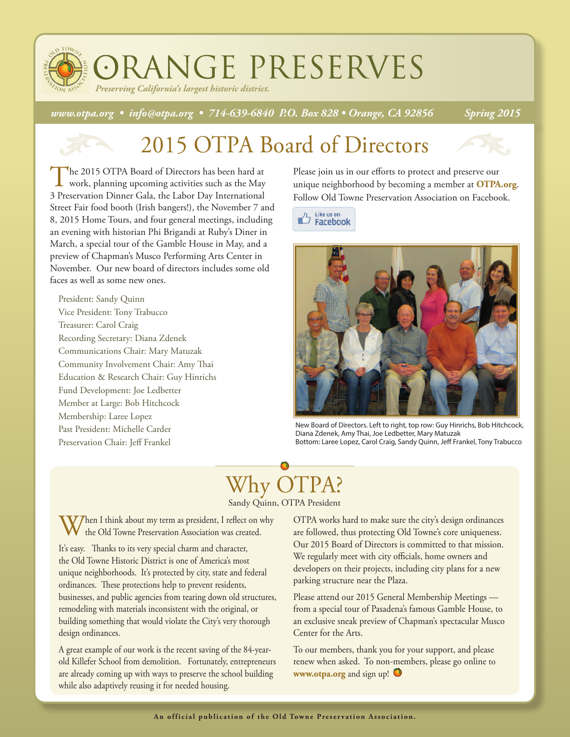# ORANGE PRESERVES

*Preserving California's largest historic district.*

*www.otpa.org • info@otpa.org • 714-639-6840 P.O. Box 828 • Orange, CA 92856 Spring 2015*

## 2015 OTPA Board of Directors

The 2015 OTPA Board of Directors has been hard at work, planning upcoming activities such as the May 3 Preservation Dinner Gala, the Labor Day International Street Fair food booth (Irish bangers!), the November 7 and 8, 2015 Home Tours, and four general meetings, including an evening with historian Phi Brigandi at Ruby's Diner in March, a special tour of the Gamble House in May, and a preview of Chapman's Musco Performing Arts Center in November. Our new board of directors includes some old faces as well as some new ones.

President: Sandy Quinn
Vice President: Tony Trabucco
Treasurer: Carol Craig
Recording Secretary: Diana Zdenek
Communications Chair: Mary Matuzak
Community Involvement Chair: Amy Thai
Education & Research Chair: Guy Hinrichs
Fund Development: Joe Ledbetter
Member at Large: Bob Hitchcock
Membership: Laree Lopez
Past President: Michelle Carder
Preservation Chair: Jeff Frankel

Please join us in our efforts to protect and preserve our unique neighborhood by becoming a member at **OTPA.org**. Follow Old Towne Preservation Association on Facebook.

New Board of Directors. Left to right, top row: Guy Hinrichs, Bob Hitchcock, Diana Zdenek, Amy Thai, Joe Ledbetter, Mary Matuzak
Bottom: Laree Lopez, Carol Craig, Sandy Quinn, Jeff Frankel, Tony Trabucco

## Why OTPA?

Sandy Quinn, OTPA President

When I think about my term as president, I reflect on why the Old Towne Preservation Association was created.

It's easy. Thanks to its very special charm and character, the Old Towne Historic District is one of America's most unique neighborhoods. It's protected by city, state and federal ordinances. These protections help to prevent residents, businesses, and public agencies from tearing down old structures, remodeling with materials inconsistent with the original, or building something that would violate the City's very thorough design ordinances.

A great example of our work is the recent saving of the 84-year-old Killefer School from demolition. Fortunately, entrepreneurs are already coming up with ways to preserve the school building while also adaptively reusing it for needed housing.

OTPA works hard to make sure the city's design ordinances are followed, thus protecting Old Towne's core uniqueness. Our 2015 Board of Directors is committed to that mission. We regularly meet with city officials, home owners and developers on their projects, including city plans for a new parking structure near the Plaza.

Please attend our 2015 General Membership Meetings — from a special tour of Pasadena's famous Gamble House, to an exclusive sneak preview of Chapman's spectacular Musco Center for the Arts.

To our members, thank you for your support, and please renew when asked. To non-members, please go online to **www.otpa.org** and sign up!

**An official publication of the Old Towne Preservation Association.**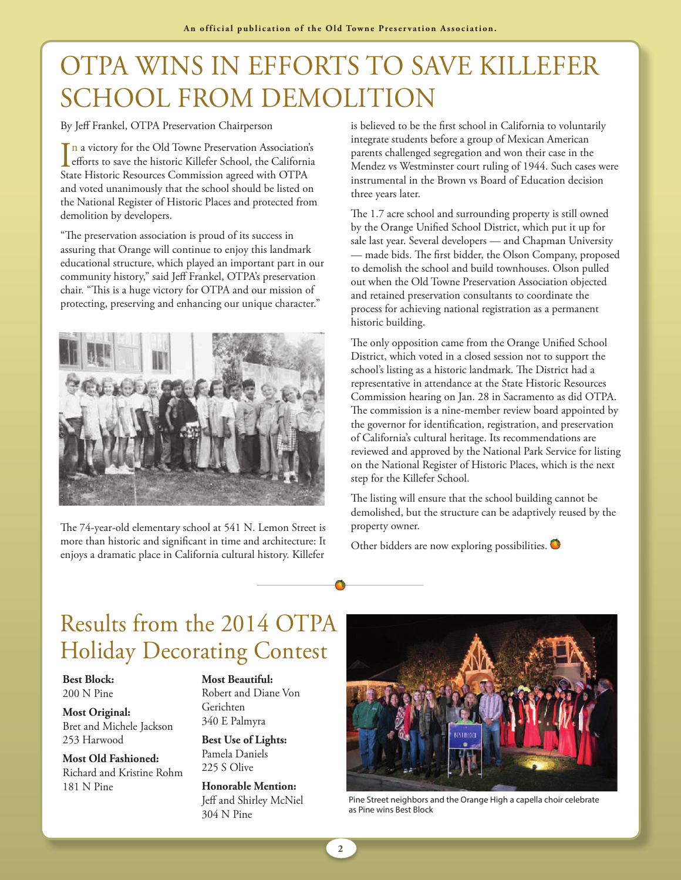# OTPA WINS IN EFFORTS TO SAVE KILLEFER SCHOOL FROM DEMOLITION

By Jeff Frankel, OTPA Preservation Chairperson

In a victory for the Old Towne Preservation Association's efforts to save the historic Killefer School, the California State Historic Resources Commission agreed with OTPA and voted unanimously that the school should be listed on the National Register of Historic Places and protected from demolition by developers.

"The preservation association is proud of its success in assuring that Orange will continue to enjoy this landmark educational structure, which played an important part in our community history," said Jeff Frankel, OTPA's preservation chair. "This is a huge victory for OTPA and our mission of protecting, preserving and enhancing our unique character."

The 74-year-old elementary school at 541 N. Lemon Street is more than historic and significant in time and architecture: It enjoys a dramatic place in California cultural history. Killefer is believed to be the first school in California to voluntarily integrate students before a group of Mexican American parents challenged segregation and won their case in the Mendez vs Westminster court ruling of 1944. Such cases were instrumental in the Brown vs Board of Education decision three years later.

The 1.7 acre school and surrounding property is still owned by the Orange Unified School District, which put it up for sale last year. Several developers — and Chapman University — made bids. The first bidder, the Olson Company, proposed to demolish the school and build townhouses. Olson pulled out when the Old Towne Preservation Association objected and retained preservation consultants to coordinate the process for achieving national registration as a permanent historic building.

The only opposition came from the Orange Unified School District, which voted in a closed session not to support the school's listing as a historic landmark. The District had a representative in attendance at the State Historic Resources Commission hearing on Jan. 28 in Sacramento as did OTPA. The commission is a nine-member review board appointed by the governor for identification, registration, and preservation of California's cultural heritage. Its recommendations are reviewed and approved by the National Park Service for listing on the National Register of Historic Places, which is the next step for the Killefer School.

The listing will ensure that the school building cannot be demolished, but the structure can be adaptively reused by the property owner.

Other bidders are now exploring possibilities.

# Results from the 2014 OTPA Holiday Decorating Contest

**Best Block:**
200 N Pine

**Most Original:**
Bret and Michele Jackson
253 Harwood

**Most Old Fashioned:**
Richard and Kristine Rohm
181 N Pine

**Most Beautiful:**
Robert and Diane Von Gerichten
340 E Palmyra

**Best Use of Lights:**
Pamela Daniels
225 S Olive

**Honorable Mention:**
Jeff and Shirley McNiel
304 N Pine

Pine Street neighbors and the Orange High a capella choir celebrate as Pine wins Best Block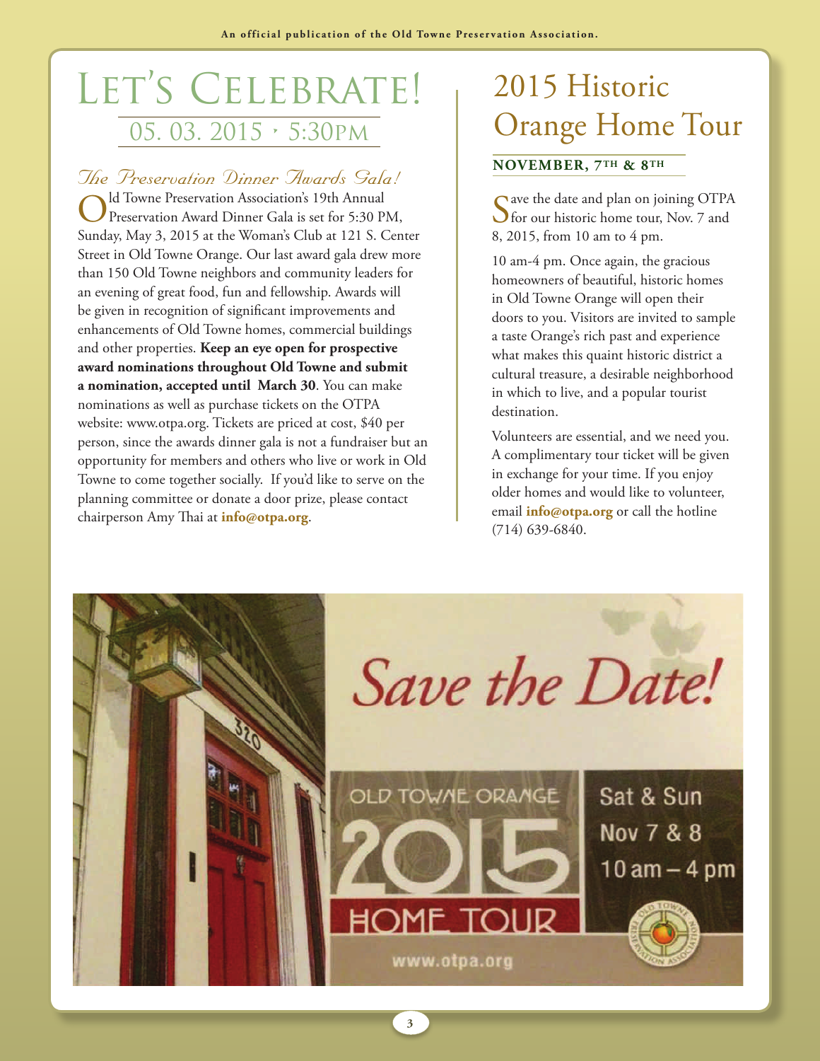# Let's Celebrate!

## 05. 03. 2015 • 5:30PM

### *The Preservation Dinner Awards Gala!*

Old Towne Preservation Association's 19th Annual Preservation Award Dinner Gala is set for 5:30 PM, Sunday, May 3, 2015 at the Woman's Club at 121 S. Center Street in Old Towne Orange. Our last award gala drew more than 150 Old Towne neighbors and community leaders for an evening of great food, fun and fellowship. Awards will be given in recognition of significant improvements and enhancements of Old Towne homes, commercial buildings and other properties. **Keep an eye open for prospective award nominations throughout Old Towne and submit a nomination, accepted until March 30**. You can make nominations as well as purchase tickets on the OTPA website: www.otpa.org. Tickets are priced at cost, $40 per person, since the awards dinner gala is not a fundraiser but an opportunity for members and others who live or work in Old Towne to come together socially. If you'd like to serve on the planning committee or donate a door prize, please contact chairperson Amy Thai at **info@otpa.org**.

# 2015 Historic Orange Home Tour

**NOVEMBER, 7TH & 8TH**

Save the date and plan on joining OTPA for our historic home tour, Nov. 7 and 8, 2015, from 10 am to 4 pm.

10 am-4 pm. Once again, the gracious homeowners of beautiful, historic homes in Old Towne Orange will open their doors to you. Visitors are invited to sample a taste Orange's rich past and experience what makes this quaint historic district a cultural treasure, a desirable neighborhood in which to live, and a popular tourist destination.

Volunteers are essential, and we need you. A complimentary tour ticket will be given in exchange for your time. If you enjoy older homes and would like to volunteer, email **info@otpa.org** or call the hotline (714) 639-6840.

Save the Date!

OLD TOWNE ORANGE 2015 HOME TOUR

Sat & Sun
Nov 7 & 8
10 am – 4 pm

www.otpa.org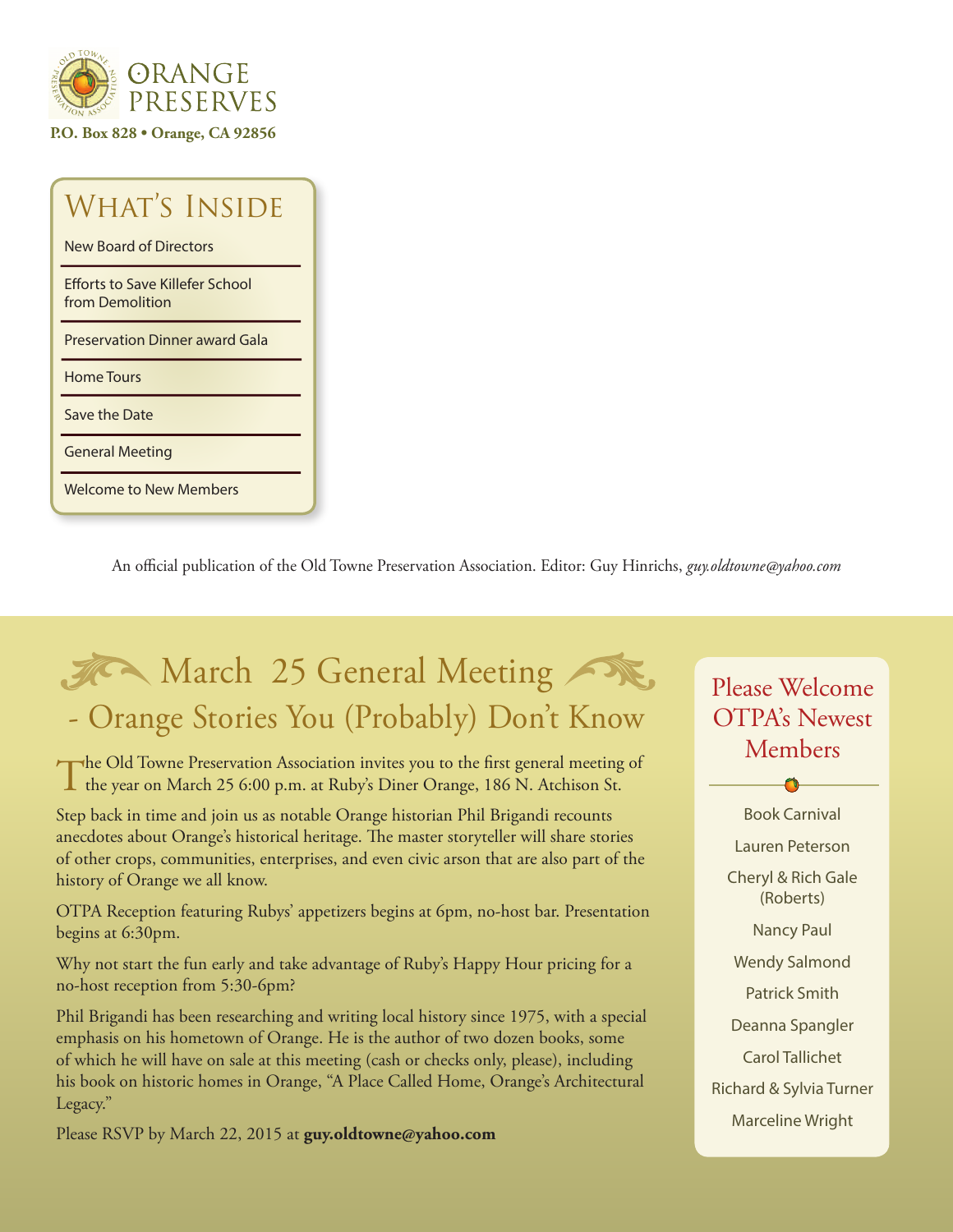# ORANGE PRESERVES

**P.O. Box 828 • Orange, CA 92856**

## What's Inside

- New Board of Directors
- Efforts to Save Killefer School from Demolition
- Preservation Dinner award Gala
- Home Tours
- Save the Date
- General Meeting
- Welcome to New Members

An official publication of the Old Towne Preservation Association. Editor: Guy Hinrichs, *guy.oldtowne@yahoo.com*

## March 25 General Meeting - Orange Stories You (Probably) Don't Know

The Old Towne Preservation Association invites you to the first general meeting of the year on March 25 6:00 p.m. at Ruby's Diner Orange, 186 N. Atchison St.

Step back in time and join us as notable Orange historian Phil Brigandi recounts anecdotes about Orange's historical heritage. The master storyteller will share stories of other crops, communities, enterprises, and even civic arson that are also part of the history of Orange we all know.

OTPA Reception featuring Rubys' appetizers begins at 6pm, no-host bar. Presentation begins at 6:30pm.

Why not start the fun early and take advantage of Ruby's Happy Hour pricing for a no-host reception from 5:30-6pm?

Phil Brigandi has been researching and writing local history since 1975, with a special emphasis on his hometown of Orange. He is the author of two dozen books, some of which he will have on sale at this meeting (cash or checks only, please), including his book on historic homes in Orange, "A Place Called Home, Orange's Architectural Legacy."

Please RSVP by March 22, 2015 at **guy.oldtowne@yahoo.com**

## Please Welcome OTPA's Newest Members

Book Carnival

Lauren Peterson

Cheryl & Rich Gale (Roberts)

Nancy Paul

Wendy Salmond

Patrick Smith

Deanna Spangler

Carol Tallichet

Richard & Sylvia Turner

Marceline Wright